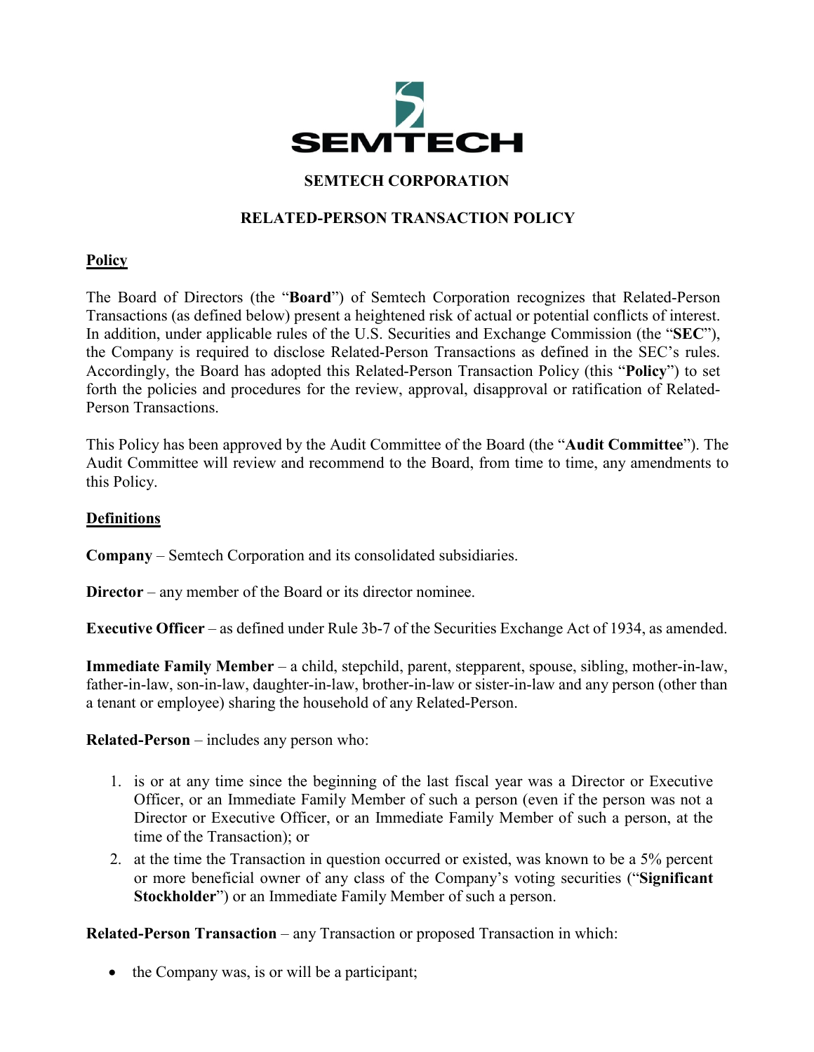# SEMTECH CORPORATION

## RELATED-PERSON TRANSACTION POLICY

### Policy

The Board of Directors (the "**Board**") of Semtech Corporation recognizes that Related-Person Transactions (as defined below) present a heightened risk of actual or potential conflicts of interest. In addition, under applicable rules of the U.S. Securities and Exchange Commission (the "**SEC**"), the Company is required to disclose Related-Person Transactions as defined in the SEC's rules. Accordingly, the Board has adopted this Related-Person Transaction Policy (this "**Policy**") to set forth the policies and procedures for the review, approval, disapproval or ratification of Related-Person Transactions.

This Policy has been approved by the Audit Committee of the Board (the "**Audit Committee**"). The Audit Committee will review and recommend to the Board, from time to time, any amendments to this Policy.

### Definitions

**Company** – Semtech Corporation and its consolidated subsidiaries.

**Director** – any member of the Board or its director nominee.

**Executive Officer** – as defined under Rule 3b-7 of the Securities Exchange Act of 1934, as amended.

**Immediate Family Member** – a child, stepchild, parent, stepparent, spouse, sibling, mother-in-law, father-in-law, son-in-law, daughter-in-law, brother-in-law or sister-in-law and any person (other than a tenant or employee) sharing the household of any Related-Person.

**Related-Person** – includes any person who:

1. is or at any time since the beginning of the last fiscal year was a Director or Executive Officer, or an Immediate Family Member of such a person (even if the person was not a Director or Executive Officer, or an Immediate Family Member of such a person, at the time of the Transaction); or
2. at the time the Transaction in question occurred or existed, was known to be a 5% percent or more beneficial owner of any class of the Company's voting securities ("**Significant Stockholder**") or an Immediate Family Member of such a person.

**Related-Person Transaction** – any Transaction or proposed Transaction in which:

- the Company was, is or will be a participant;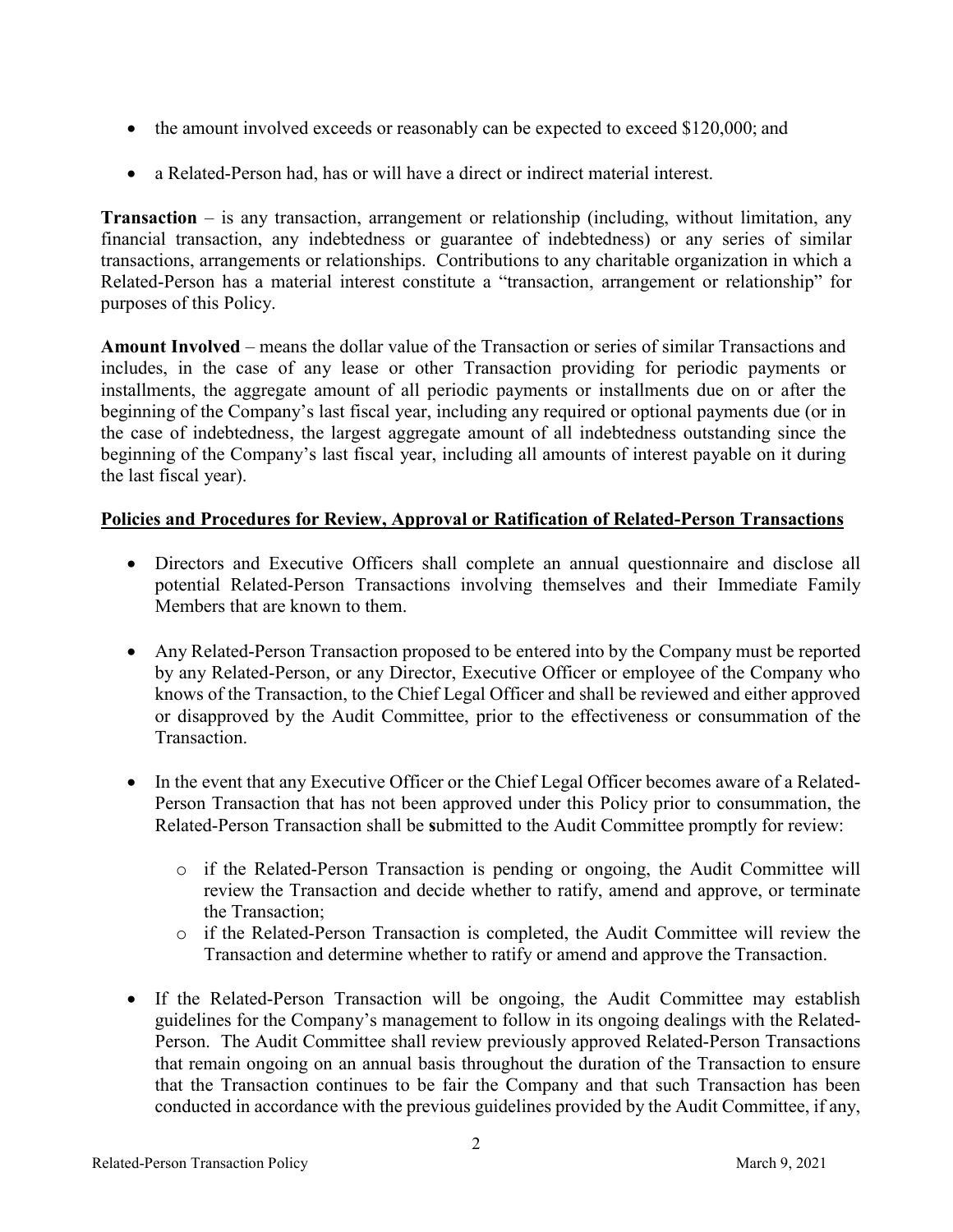- the amount involved exceeds or reasonably can be expected to exceed $120,000; and
- a Related-Person had, has or will have a direct or indirect material interest.

**Transaction** – is any transaction, arrangement or relationship (including, without limitation, any financial transaction, any indebtedness or guarantee of indebtedness) or any series of similar transactions, arrangements or relationships. Contributions to any charitable organization in which a Related-Person has a material interest constitute a "transaction, arrangement or relationship" for purposes of this Policy.

**Amount Involved** – means the dollar value of the Transaction or series of similar Transactions and includes, in the case of any lease or other Transaction providing for periodic payments or installments, the aggregate amount of all periodic payments or installments due on or after the beginning of the Company's last fiscal year, including any required or optional payments due (or in the case of indebtedness, the largest aggregate amount of all indebtedness outstanding since the beginning of the Company's last fiscal year, including all amounts of interest payable on it during the last fiscal year).

**<u>Policies and Procedures for Review, Approval or Ratification of Related-Person Transactions</u>**

- Directors and Executive Officers shall complete an annual questionnaire and disclose all potential Related-Person Transactions involving themselves and their Immediate Family Members that are known to them.
- Any Related-Person Transaction proposed to be entered into by the Company must be reported by any Related-Person, or any Director, Executive Officer or employee of the Company who knows of the Transaction, to the Chief Legal Officer and shall be reviewed and either approved or disapproved by the Audit Committee, prior to the effectiveness or consummation of the Transaction.
- In the event that any Executive Officer or the Chief Legal Officer becomes aware of a Related-Person Transaction that has not been approved under this Policy prior to consummation, the Related-Person Transaction shall be **s**ubmitted to the Audit Committee promptly for review:
  - if the Related-Person Transaction is pending or ongoing, the Audit Committee will review the Transaction and decide whether to ratify, amend and approve, or terminate the Transaction;
  - if the Related-Person Transaction is completed, the Audit Committee will review the Transaction and determine whether to ratify or amend and approve the Transaction.
- If the Related-Person Transaction will be ongoing, the Audit Committee may establish guidelines for the Company's management to follow in its ongoing dealings with the Related-Person. The Audit Committee shall review previously approved Related-Person Transactions that remain ongoing on an annual basis throughout the duration of the Transaction to ensure that the Transaction continues to be fair the Company and that such Transaction has been conducted in accordance with the previous guidelines provided by the Audit Committee, if any,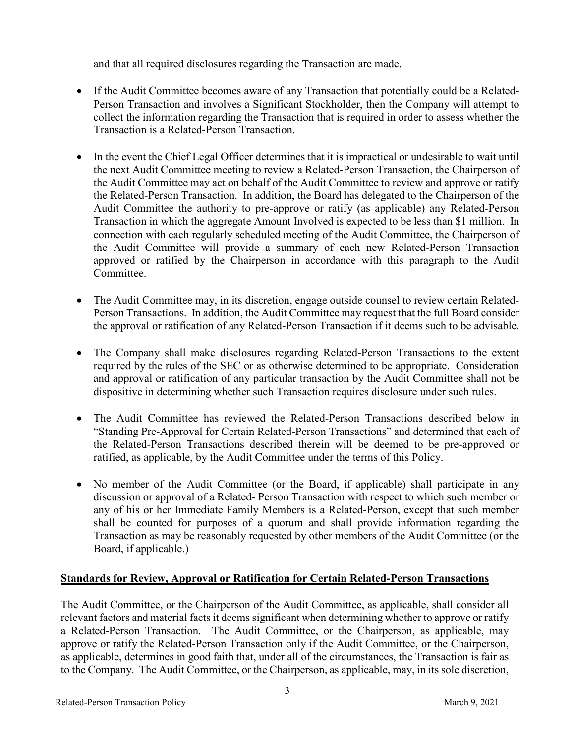and that all required disclosures regarding the Transaction are made.

- If the Audit Committee becomes aware of any Transaction that potentially could be a Related-Person Transaction and involves a Significant Stockholder, then the Company will attempt to collect the information regarding the Transaction that is required in order to assess whether the Transaction is a Related-Person Transaction.

- In the event the Chief Legal Officer determines that it is impractical or undesirable to wait until the next Audit Committee meeting to review a Related-Person Transaction, the Chairperson of the Audit Committee may act on behalf of the Audit Committee to review and approve or ratify the Related-Person Transaction. In addition, the Board has delegated to the Chairperson of the Audit Committee the authority to pre-approve or ratify (as applicable) any Related-Person Transaction in which the aggregate Amount Involved is expected to be less than $1 million. In connection with each regularly scheduled meeting of the Audit Committee, the Chairperson of the Audit Committee will provide a summary of each new Related-Person Transaction approved or ratified by the Chairperson in accordance with this paragraph to the Audit Committee.

- The Audit Committee may, in its discretion, engage outside counsel to review certain Related-Person Transactions. In addition, the Audit Committee may request that the full Board consider the approval or ratification of any Related-Person Transaction if it deems such to be advisable.

- The Company shall make disclosures regarding Related-Person Transactions to the extent required by the rules of the SEC or as otherwise determined to be appropriate. Consideration and approval or ratification of any particular transaction by the Audit Committee shall not be dispositive in determining whether such Transaction requires disclosure under such rules.

- The Audit Committee has reviewed the Related-Person Transactions described below in "Standing Pre-Approval for Certain Related-Person Transactions" and determined that each of the Related-Person Transactions described therein will be deemed to be pre-approved or ratified, as applicable, by the Audit Committee under the terms of this Policy.

- No member of the Audit Committee (or the Board, if applicable) shall participate in any discussion or approval of a Related- Person Transaction with respect to which such member or any of his or her Immediate Family Members is a Related-Person, except that such member shall be counted for purposes of a quorum and shall provide information regarding the Transaction as may be reasonably requested by other members of the Audit Committee (or the Board, if applicable.)

**Standards for Review, Approval or Ratification for Certain Related-Person Transactions**

The Audit Committee, or the Chairperson of the Audit Committee, as applicable, shall consider all relevant factors and material facts it deems significant when determining whether to approve or ratify a Related-Person Transaction. The Audit Committee, or the Chairperson, as applicable, may approve or ratify the Related-Person Transaction only if the Audit Committee, or the Chairperson, as applicable, determines in good faith that, under all of the circumstances, the Transaction is fair as to the Company. The Audit Committee, or the Chairperson, as applicable, may, in its sole discretion,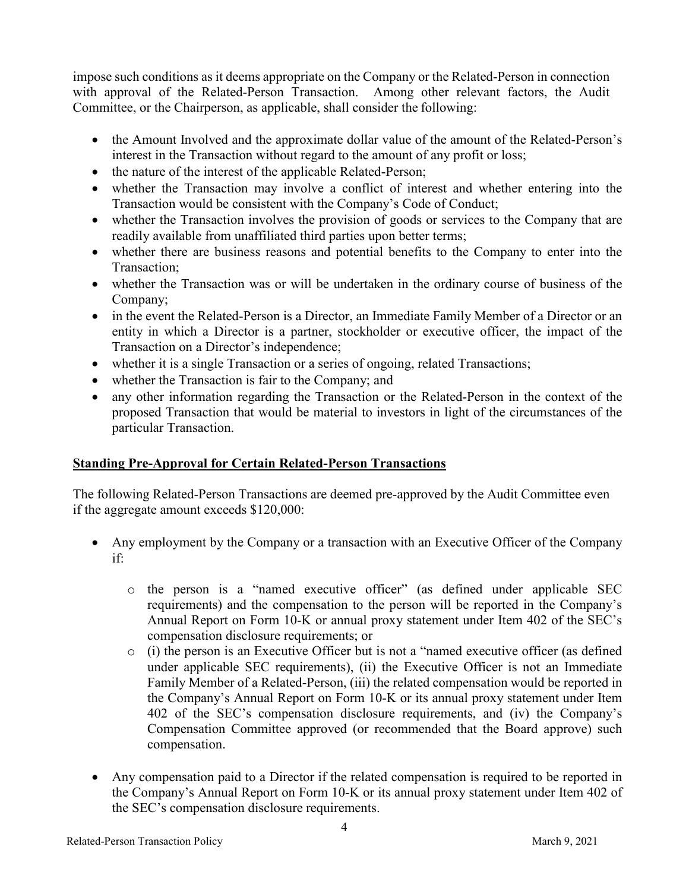impose such conditions as it deems appropriate on the Company or the Related-Person in connection with approval of the Related-Person Transaction. Among other relevant factors, the Audit Committee, or the Chairperson, as applicable, shall consider the following:

- the Amount Involved and the approximate dollar value of the amount of the Related-Person's interest in the Transaction without regard to the amount of any profit or loss;
- the nature of the interest of the applicable Related-Person;
- whether the Transaction may involve a conflict of interest and whether entering into the Transaction would be consistent with the Company's Code of Conduct;
- whether the Transaction involves the provision of goods or services to the Company that are readily available from unaffiliated third parties upon better terms;
- whether there are business reasons and potential benefits to the Company to enter into the Transaction;
- whether the Transaction was or will be undertaken in the ordinary course of business of the Company;
- in the event the Related-Person is a Director, an Immediate Family Member of a Director or an entity in which a Director is a partner, stockholder or executive officer, the impact of the Transaction on a Director's independence;
- whether it is a single Transaction or a series of ongoing, related Transactions;
- whether the Transaction is fair to the Company; and
- any other information regarding the Transaction or the Related-Person in the context of the proposed Transaction that would be material to investors in light of the circumstances of the particular Transaction.

**Standing Pre-Approval for Certain Related-Person Transactions**

The following Related-Person Transactions are deemed pre-approved by the Audit Committee even if the aggregate amount exceeds $120,000:

- Any employment by the Company or a transaction with an Executive Officer of the Company if:
  - the person is a "named executive officer" (as defined under applicable SEC requirements) and the compensation to the person will be reported in the Company's Annual Report on Form 10-K or annual proxy statement under Item 402 of the SEC's compensation disclosure requirements; or
  - (i) the person is an Executive Officer but is not a "named executive officer (as defined under applicable SEC requirements), (ii) the Executive Officer is not an Immediate Family Member of a Related-Person, (iii) the related compensation would be reported in the Company's Annual Report on Form 10-K or its annual proxy statement under Item 402 of the SEC's compensation disclosure requirements, and (iv) the Company's Compensation Committee approved (or recommended that the Board approve) such compensation.
- Any compensation paid to a Director if the related compensation is required to be reported in the Company's Annual Report on Form 10-K or its annual proxy statement under Item 402 of the SEC's compensation disclosure requirements.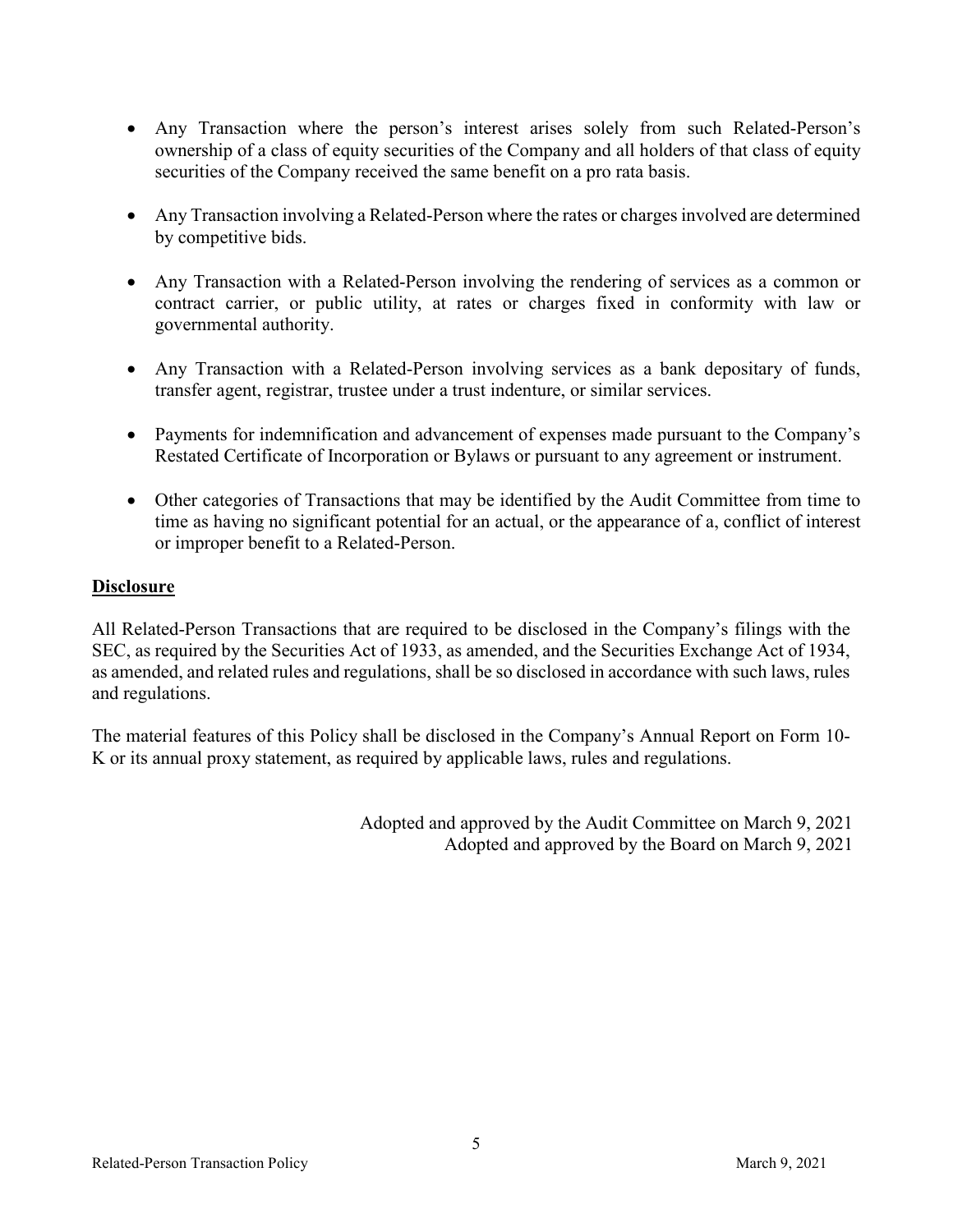- Any Transaction where the person's interest arises solely from such Related-Person's ownership of a class of equity securities of the Company and all holders of that class of equity securities of the Company received the same benefit on a pro rata basis.

- Any Transaction involving a Related-Person where the rates or charges involved are determined by competitive bids.

- Any Transaction with a Related-Person involving the rendering of services as a common or contract carrier, or public utility, at rates or charges fixed in conformity with law or governmental authority.

- Any Transaction with a Related-Person involving services as a bank depositary of funds, transfer agent, registrar, trustee under a trust indenture, or similar services.

- Payments for indemnification and advancement of expenses made pursuant to the Company's Restated Certificate of Incorporation or Bylaws or pursuant to any agreement or instrument.

- Other categories of Transactions that may be identified by the Audit Committee from time to time as having no significant potential for an actual, or the appearance of a, conflict of interest or improper benefit to a Related-Person.

**Disclosure**

All Related-Person Transactions that are required to be disclosed in the Company's filings with the SEC, as required by the Securities Act of 1933, as amended, and the Securities Exchange Act of 1934, as amended, and related rules and regulations, shall be so disclosed in accordance with such laws, rules and regulations.

The material features of this Policy shall be disclosed in the Company's Annual Report on Form 10-K or its annual proxy statement, as required by applicable laws, rules and regulations.

Adopted and approved by the Audit Committee on March 9, 2021
Adopted and approved by the Board on March 9, 2021